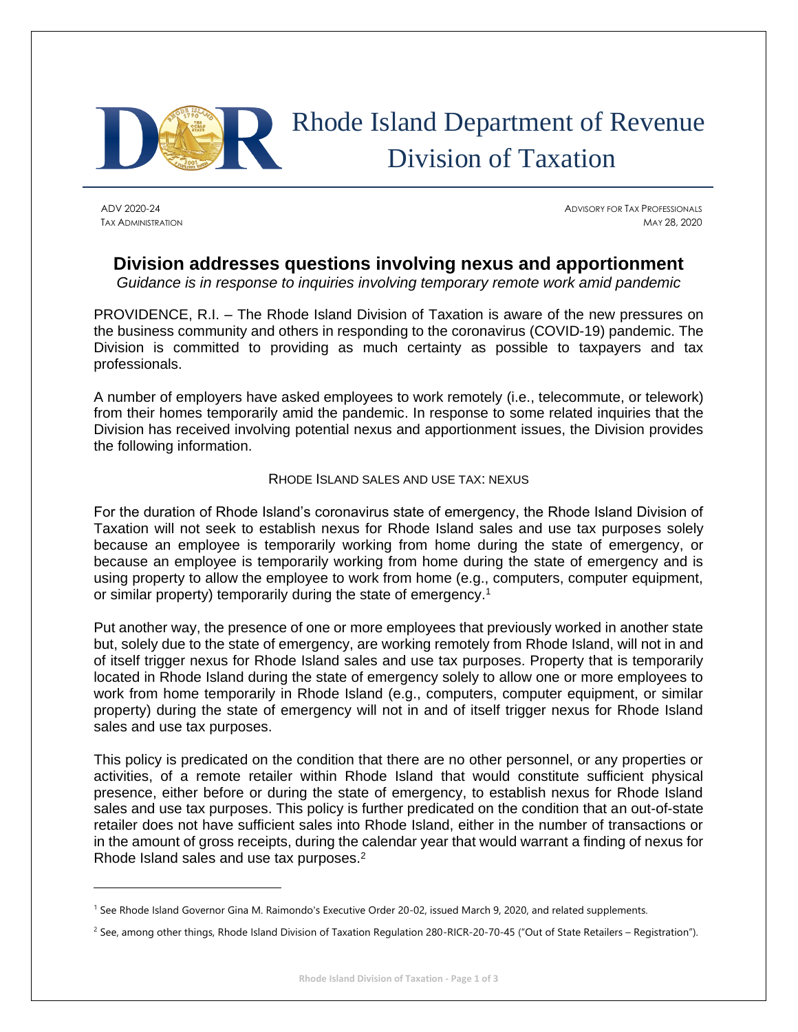# Rhode Island Department of Revenue
# Division of Taxation

ADV 2020-24 | ADVISORY FOR TAX PROFESSIONALS
TAX ADMINISTRATION | MAY 28, 2020

## Division addresses questions involving nexus and apportionment

*Guidance is in response to inquiries involving temporary remote work amid pandemic*

PROVIDENCE, R.I. – The Rhode Island Division of Taxation is aware of the new pressures on the business community and others in responding to the coronavirus (COVID-19) pandemic. The Division is committed to providing as much certainty as possible to taxpayers and tax professionals.

A number of employers have asked employees to work remotely (i.e., telecommute, or telework) from their homes temporarily amid the pandemic. In response to some related inquiries that the Division has received involving potential nexus and apportionment issues, the Division provides the following information.

### RHODE ISLAND SALES AND USE TAX: NEXUS

For the duration of Rhode Island's coronavirus state of emergency, the Rhode Island Division of Taxation will not seek to establish nexus for Rhode Island sales and use tax purposes solely because an employee is temporarily working from home during the state of emergency, or because an employee is temporarily working from home during the state of emergency and is using property to allow the employee to work from home (e.g., computers, computer equipment, or similar property) temporarily during the state of emergency.[1]

Put another way, the presence of one or more employees that previously worked in another state but, solely due to the state of emergency, are working remotely from Rhode Island, will not in and of itself trigger nexus for Rhode Island sales and use tax purposes. Property that is temporarily located in Rhode Island during the state of emergency solely to allow one or more employees to work from home temporarily in Rhode Island (e.g., computers, computer equipment, or similar property) during the state of emergency will not in and of itself trigger nexus for Rhode Island sales and use tax purposes.

This policy is predicated on the condition that there are no other personnel, or any properties or activities, of a remote retailer within Rhode Island that would constitute sufficient physical presence, either before or during the state of emergency, to establish nexus for Rhode Island sales and use tax purposes. This policy is further predicated on the condition that an out-of-state retailer does not have sufficient sales into Rhode Island, either in the number of transactions or in the amount of gross receipts, during the calendar year that would warrant a finding of nexus for Rhode Island sales and use tax purposes.[2]

---

[1] See Rhode Island Governor Gina M. Raimondo's Executive Order 20-02, issued March 9, 2020, and related supplements.

[2] See, among other things, Rhode Island Division of Taxation Regulation 280-RICR-20-70-45 ("Out of State Retailers – Registration").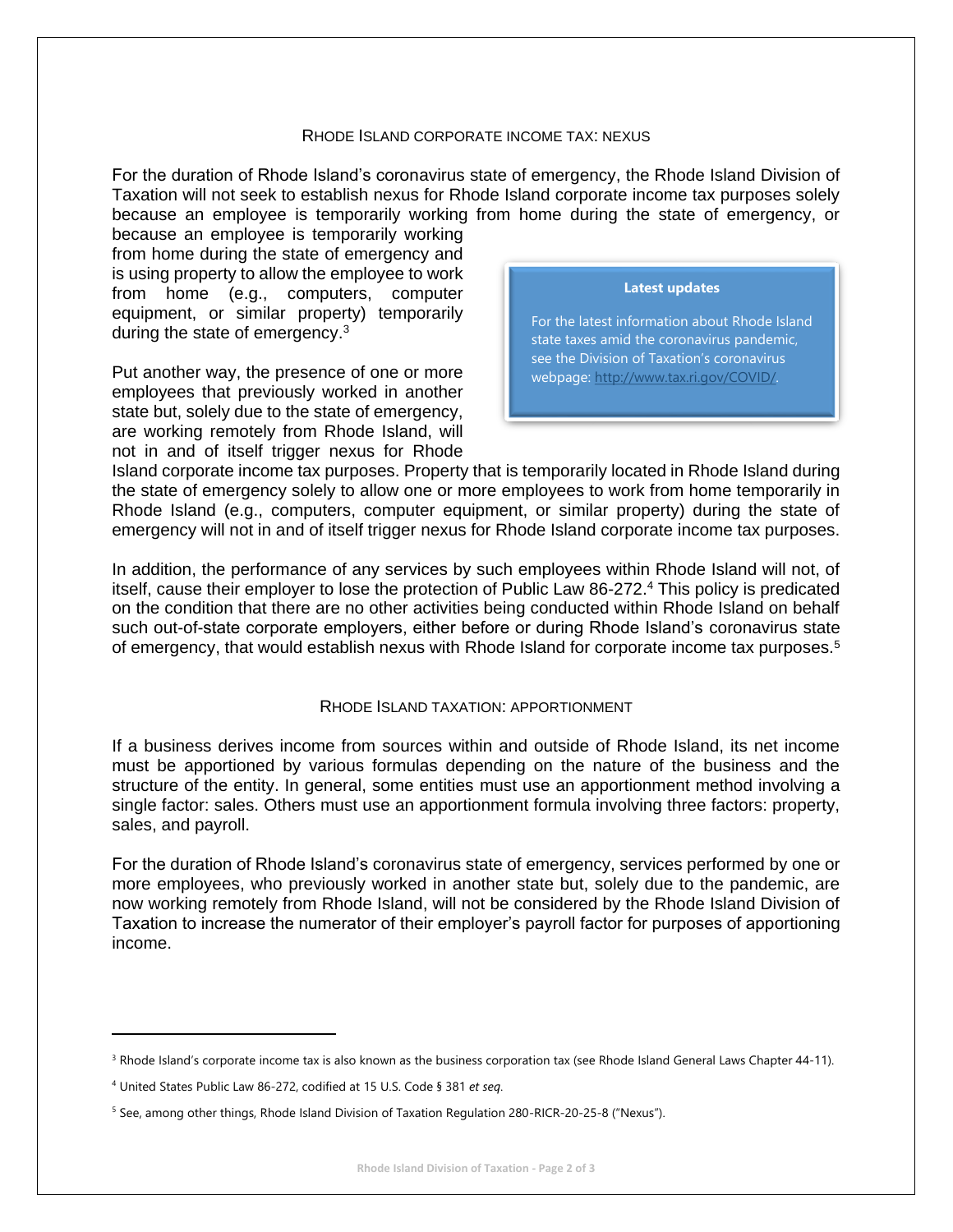## RHODE ISLAND CORPORATE INCOME TAX: NEXUS

For the duration of Rhode Island's coronavirus state of emergency, the Rhode Island Division of Taxation will not seek to establish nexus for Rhode Island corporate income tax purposes solely because an employee is temporarily working from home during the state of emergency, or because an employee is temporarily working from home during the state of emergency and is using property to allow the employee to work from home (e.g., computers, computer equipment, or similar property) temporarily during the state of emergency.[3]

> **Latest updates**
>
> For the latest information about Rhode Island state taxes amid the coronavirus pandemic, see the Division of Taxation's coronavirus webpage: http://www.tax.ri.gov/COVID/.

Put another way, the presence of one or more employees that previously worked in another state but, solely due to the state of emergency, are working remotely from Rhode Island, will not in and of itself trigger nexus for Rhode Island corporate income tax purposes. Property that is temporarily located in Rhode Island during the state of emergency solely to allow one or more employees to work from home temporarily in Rhode Island (e.g., computers, computer equipment, or similar property) during the state of emergency will not in and of itself trigger nexus for Rhode Island corporate income tax purposes.

In addition, the performance of any services by such employees within Rhode Island will not, of itself, cause their employer to lose the protection of Public Law 86-272.[4] This policy is predicated on the condition that there are no other activities being conducted within Rhode Island on behalf such out-of-state corporate employers, either before or during Rhode Island's coronavirus state of emergency, that would establish nexus with Rhode Island for corporate income tax purposes.[5]

## RHODE ISLAND TAXATION: APPORTIONMENT

If a business derives income from sources within and outside of Rhode Island, its net income must be apportioned by various formulas depending on the nature of the business and the structure of the entity. In general, some entities must use an apportionment method involving a single factor: sales. Others must use an apportionment formula involving three factors: property, sales, and payroll.

For the duration of Rhode Island's coronavirus state of emergency, services performed by one or more employees, who previously worked in another state but, solely due to the pandemic, are now working remotely from Rhode Island, will not be considered by the Rhode Island Division of Taxation to increase the numerator of their employer's payroll factor for purposes of apportioning income.

---

[3] Rhode Island's corporate income tax is also known as the business corporation tax (see Rhode Island General Laws Chapter 44-11).

[4] United States Public Law 86-272, codified at 15 U.S. Code § 381 *et seq*.

[5] See, among other things, Rhode Island Division of Taxation Regulation 280-RICR-20-25-8 ("Nexus").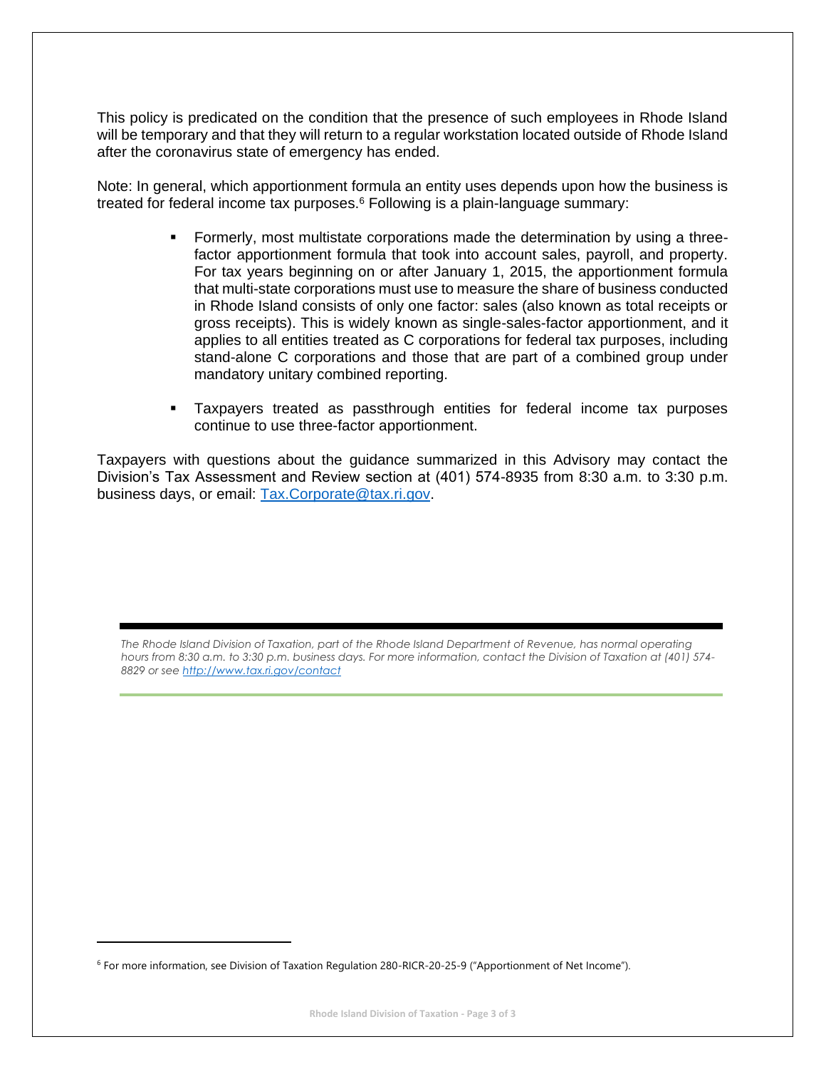This policy is predicated on the condition that the presence of such employees in Rhode Island will be temporary and that they will return to a regular workstation located outside of Rhode Island after the coronavirus state of emergency has ended.

Note: In general, which apportionment formula an entity uses depends upon how the business is treated for federal income tax purposes.[6] Following is a plain-language summary:

- Formerly, most multistate corporations made the determination by using a three-factor apportionment formula that took into account sales, payroll, and property. For tax years beginning on or after January 1, 2015, the apportionment formula that multi-state corporations must use to measure the share of business conducted in Rhode Island consists of only one factor: sales (also known as total receipts or gross receipts). This is widely known as single-sales-factor apportionment, and it applies to all entities treated as C corporations for federal tax purposes, including stand-alone C corporations and those that are part of a combined group under mandatory unitary combined reporting.

- Taxpayers treated as passthrough entities for federal income tax purposes continue to use three-factor apportionment.

Taxpayers with questions about the guidance summarized in this Advisory may contact the Division's Tax Assessment and Review section at (401) 574-8935 from 8:30 a.m. to 3:30 p.m. business days, or email: [Tax.Corporate@tax.ri.gov](mailto:Tax.Corporate@tax.ri.gov).

---

*The Rhode Island Division of Taxation, part of the Rhode Island Department of Revenue, has normal operating hours from 8:30 a.m. to 3:30 p.m. business days. For more information, contact the Division of Taxation at (401) 574-8829 or see [http://www.tax.ri.gov/contact](http://www.tax.ri.gov/contact)*

---

[6] For more information, see Division of Taxation Regulation 280-RICR-20-25-9 ("Apportionment of Net Income").